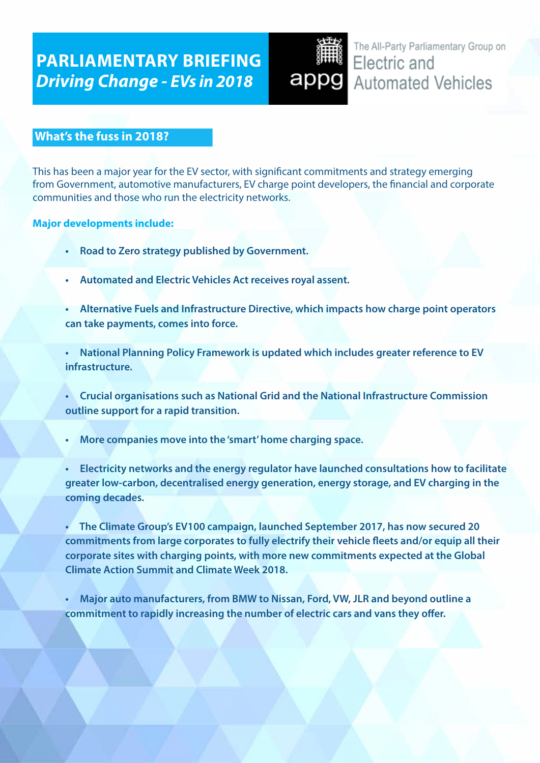# PARLIAMENTARY BRIEFING

## *Driving Change - EVs in 2018*

appg — The All-Party Parliamentary Group on Electric and Automated Vehicles

## What's the fuss in 2018?

This has been a major year for the EV sector, with significant commitments and strategy emerging from Government, automotive manufacturers, EV charge point developers, the financial and corporate communities and those who run the electricity networks.

**Major developments include:**

- **Road to Zero strategy published by Government.**
- **Automated and Electric Vehicles Act receives royal assent.**
- **Alternative Fuels and Infrastructure Directive, which impacts how charge point operators can take payments, comes into force.**
- **National Planning Policy Framework is updated which includes greater reference to EV infrastructure.**
- **Crucial organisations such as National Grid and the National Infrastructure Commission outline support for a rapid transition.**
- **More companies move into the 'smart' home charging space.**
- **Electricity networks and the energy regulator have launched consultations how to facilitate greater low-carbon, decentralised energy generation, energy storage, and EV charging in the coming decades.**
- **The Climate Group's EV100 campaign, launched September 2017, has now secured 20 commitments from large corporates to fully electrify their vehicle fleets and/or equip all their corporate sites with charging points, with more new commitments expected at the Global Climate Action Summit and Climate Week 2018.**
- **Major auto manufacturers, from BMW to Nissan, Ford, VW, JLR and beyond outline a commitment to rapidly increasing the number of electric cars and vans they offer.**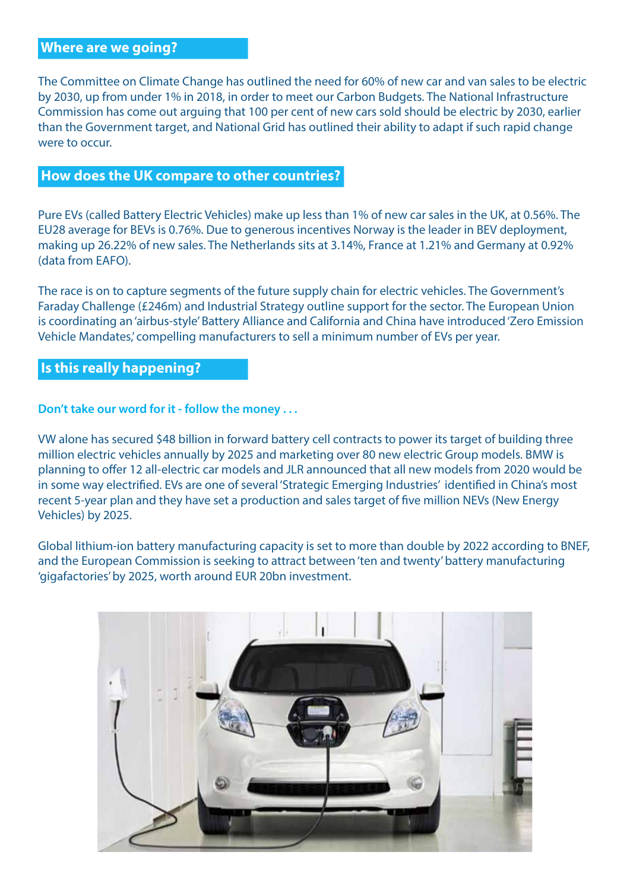## Where are we going?

The Committee on Climate Change has outlined the need for 60% of new car and van sales to be electric by 2030, up from under 1% in 2018, in order to meet our Carbon Budgets. The National Infrastructure Commission has come out arguing that 100 per cent of new cars sold should be electric by 2030, earlier than the Government target, and National Grid has outlined their ability to adapt if such rapid change were to occur.

## How does the UK compare to other countries?

Pure EVs (called Battery Electric Vehicles) make up less than 1% of new car sales in the UK, at 0.56%. The EU28 average for BEVs is 0.76%. Due to generous incentives Norway is the leader in BEV deployment, making up 26.22% of new sales. The Netherlands sits at 3.14%, France at 1.21% and Germany at 0.92% (data from EAFO).

The race is on to capture segments of the future supply chain for electric vehicles. The Government's Faraday Challenge (£246m) and Industrial Strategy outline support for the sector. The European Union is coordinating an 'airbus-style' Battery Alliance and California and China have introduced 'Zero Emission Vehicle Mandates,' compelling manufacturers to sell a minimum number of EVs per year.

## Is this really happening?

### Don't take our word for it - follow the money . . .

VW alone has secured $48 billion in forward battery cell contracts to power its target of building three million electric vehicles annually by 2025 and marketing over 80 new electric Group models. BMW is planning to offer 12 all-electric car models and JLR announced that all new models from 2020 would be in some way electrified. EVs are one of several 'Strategic Emerging Industries' identified in China's most recent 5-year plan and they have set a production and sales target of five million NEVs (New Energy Vehicles) by 2025.

Global lithium-ion battery manufacturing capacity is set to more than double by 2022 according to BNEF, and the European Commission is seeking to attract between 'ten and twenty' battery manufacturing 'gigafactories' by 2025, worth around EUR 20bn investment.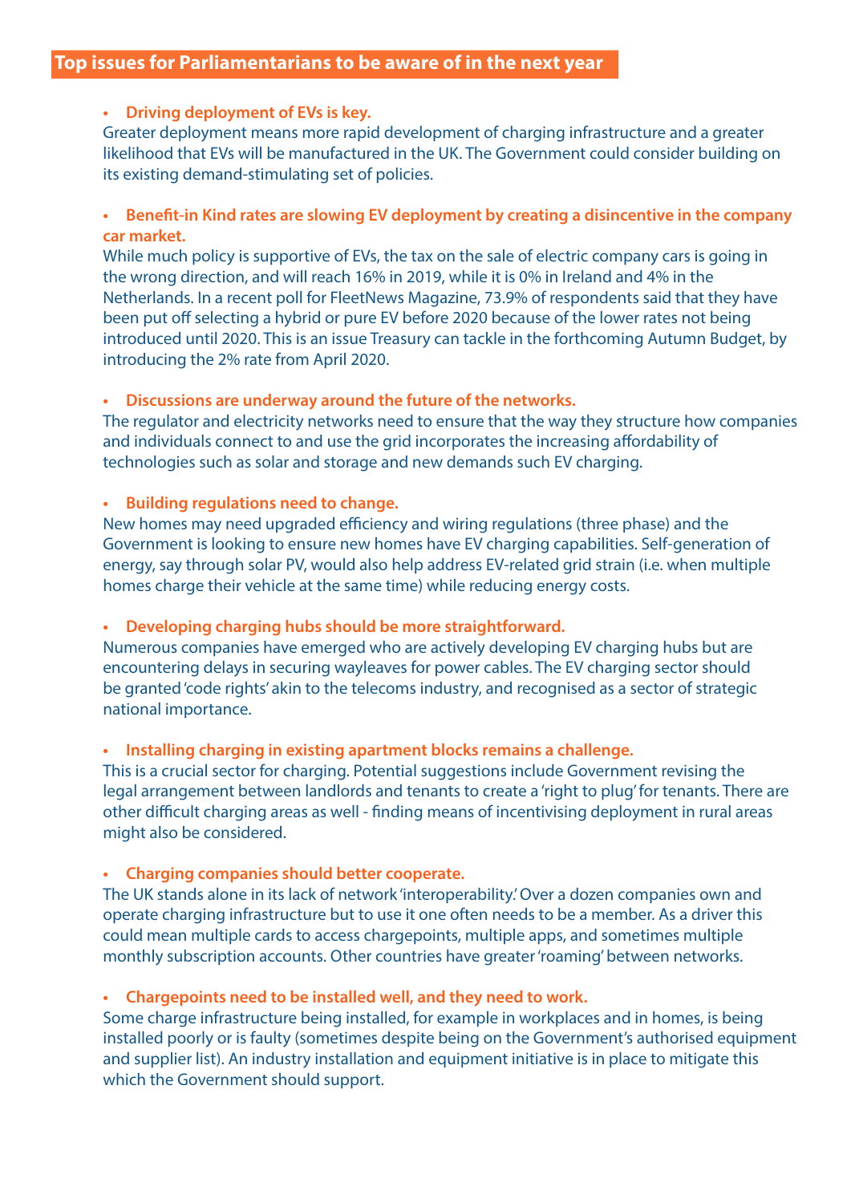## Top issues for Parliamentarians to be aware of in the next year

- **Driving deployment of EVs is key.**
  Greater deployment means more rapid development of charging infrastructure and a greater likelihood that EVs will be manufactured in the UK. The Government could consider building on its existing demand-stimulating set of policies.

- **Benefit-in Kind rates are slowing EV deployment by creating a disincentive in the company car market.**
  While much policy is supportive of EVs, the tax on the sale of electric company cars is going in the wrong direction, and will reach 16% in 2019, while it is 0% in Ireland and 4% in the Netherlands. In a recent poll for FleetNews Magazine, 73.9% of respondents said that they have been put off selecting a hybrid or pure EV before 2020 because of the lower rates not being introduced until 2020. This is an issue Treasury can tackle in the forthcoming Autumn Budget, by introducing the 2% rate from April 2020.

- **Discussions are underway around the future of the networks.**
  The regulator and electricity networks need to ensure that the way they structure how companies and individuals connect to and use the grid incorporates the increasing affordability of technologies such as solar and storage and new demands such EV charging.

- **Building regulations need to change.**
  New homes may need upgraded efficiency and wiring regulations (three phase) and the Government is looking to ensure new homes have EV charging capabilities. Self-generation of energy, say through solar PV, would also help address EV-related grid strain (i.e. when multiple homes charge their vehicle at the same time) while reducing energy costs.

- **Developing charging hubs should be more straightforward.**
  Numerous companies have emerged who are actively developing EV charging hubs but are encountering delays in securing wayleaves for power cables. The EV charging sector should be granted 'code rights' akin to the telecoms industry, and recognised as a sector of strategic national importance.

- **Installing charging in existing apartment blocks remains a challenge.**
  This is a crucial sector for charging. Potential suggestions include Government revising the legal arrangement between landlords and tenants to create a 'right to plug' for tenants. There are other difficult charging areas as well - finding means of incentivising deployment in rural areas might also be considered.

- **Charging companies should better cooperate.**
  The UK stands alone in its lack of network 'interoperability.' Over a dozen companies own and operate charging infrastructure but to use it one often needs to be a member. As a driver this could mean multiple cards to access chargepoints, multiple apps, and sometimes multiple monthly subscription accounts. Other countries have greater 'roaming' between networks.

- **Chargepoints need to be installed well, and they need to work.**
  Some charge infrastructure being installed, for example in workplaces and in homes, is being installed poorly or is faulty (sometimes despite being on the Government's authorised equipment and supplier list). An industry installation and equipment initiative is in place to mitigate this which the Government should support.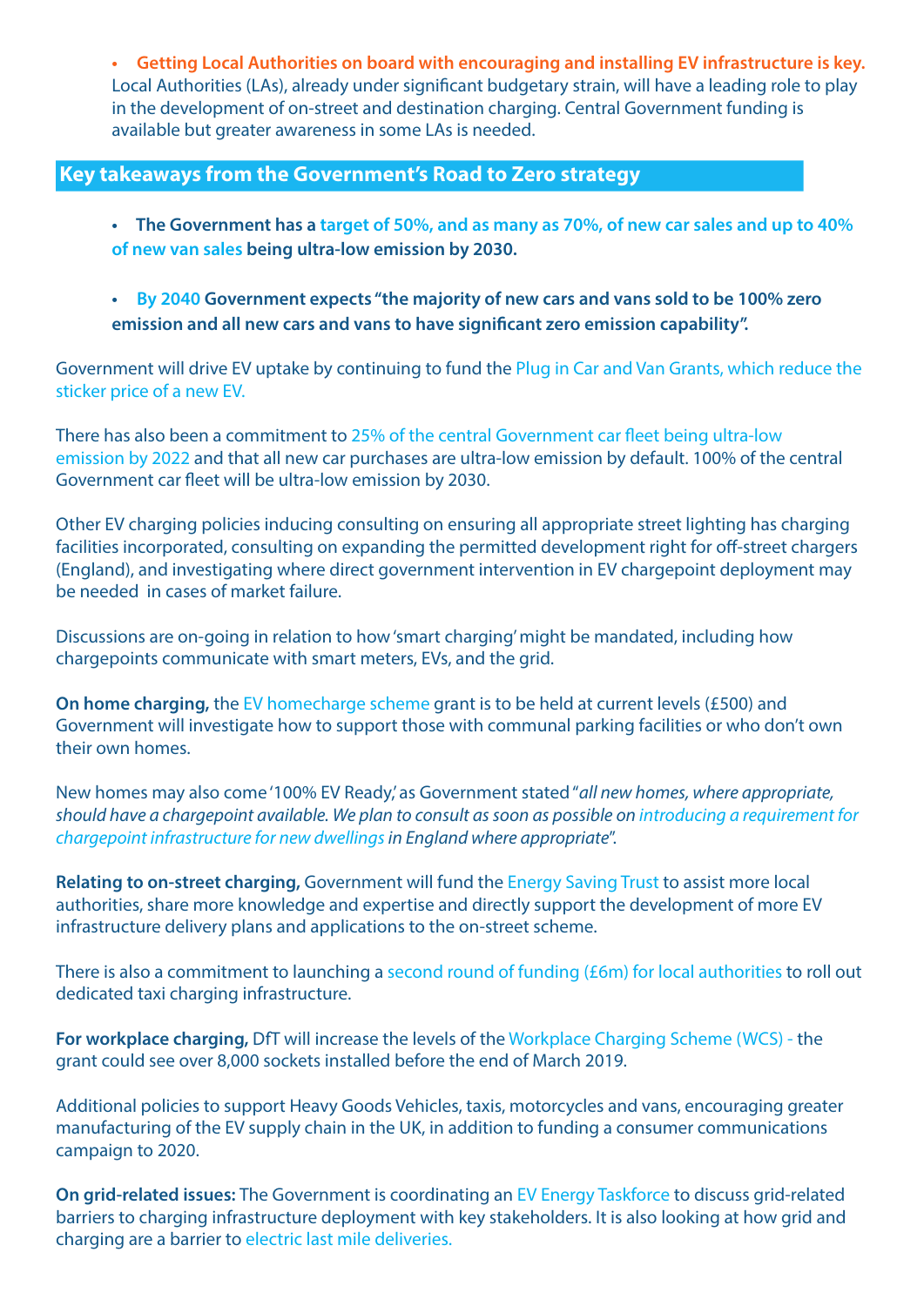- **Getting Local Authorities on board with encouraging and installing EV infrastructure is key.** Local Authorities (LAs), already under significant budgetary strain, will have a leading role to play in the development of on-street and destination charging. Central Government funding is available but greater awareness in some LAs is needed.

## Key takeaways from the Government's Road to Zero strategy

- **The Government has a target of 50%, and as many as 70%, of new car sales and up to 40% of new van sales being ultra-low emission by 2030.**

- **By 2040 Government expects "the majority of new cars and vans sold to be 100% zero emission and all new cars and vans to have significant zero emission capability".**

Government will drive EV uptake by continuing to fund the Plug in Car and Van Grants, which reduce the sticker price of a new EV.

There has also been a commitment to 25% of the central Government car fleet being ultra-low emission by 2022 and that all new car purchases are ultra-low emission by default. 100% of the central Government car fleet will be ultra-low emission by 2030.

Other EV charging policies inducing consulting on ensuring all appropriate street lighting has charging facilities incorporated, consulting on expanding the permitted development right for off-street chargers (England), and investigating where direct government intervention in EV chargepoint deployment may be needed in cases of market failure.

Discussions are on-going in relation to how 'smart charging' might be mandated, including how chargepoints communicate with smart meters, EVs, and the grid.

**On home charging,** the EV homecharge scheme grant is to be held at current levels (£500) and Government will investigate how to support those with communal parking facilities or who don't own their own homes.

New homes may also come '100% EV Ready,' as Government stated "*all new homes, where appropriate, should have a chargepoint available. We plan to consult as soon as possible on introducing a requirement for chargepoint infrastructure for new dwellings in England where appropriate*".

**Relating to on-street charging,** Government will fund the Energy Saving Trust to assist more local authorities, share more knowledge and expertise and directly support the development of more EV infrastructure delivery plans and applications to the on-street scheme.

There is also a commitment to launching a second round of funding (£6m) for local authorities to roll out dedicated taxi charging infrastructure.

**For workplace charging,** DfT will increase the levels of the Workplace Charging Scheme (WCS) - the grant could see over 8,000 sockets installed before the end of March 2019.

Additional policies to support Heavy Goods Vehicles, taxis, motorcycles and vans, encouraging greater manufacturing of the EV supply chain in the UK, in addition to funding a consumer communications campaign to 2020.

**On grid-related issues:** The Government is coordinating an EV Energy Taskforce to discuss grid-related barriers to charging infrastructure deployment with key stakeholders. It is also looking at how grid and charging are a barrier to electric last mile deliveries.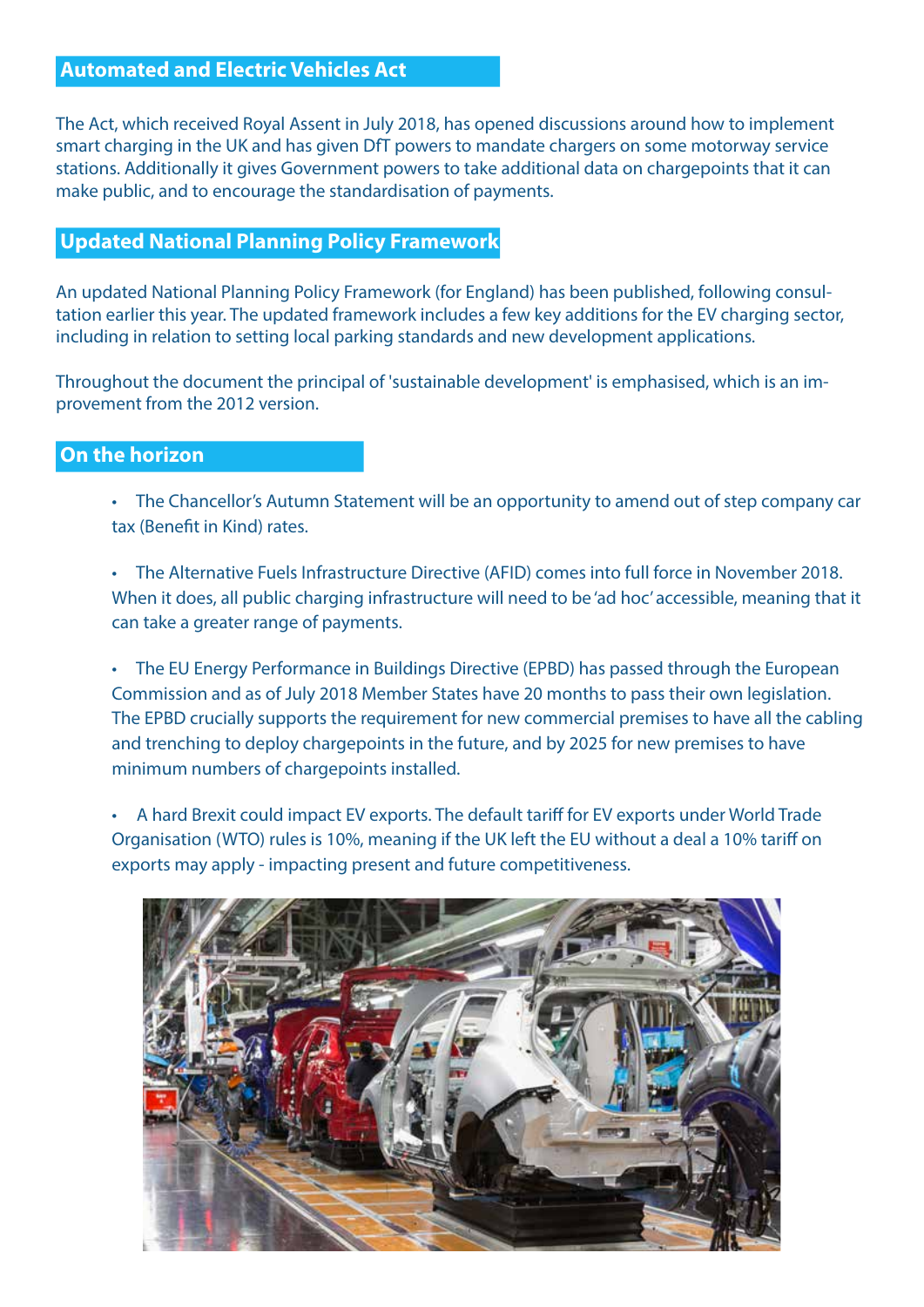## Automated and Electric Vehicles Act

The Act, which received Royal Assent in July 2018, has opened discussions around how to implement smart charging in the UK and has given DfT powers to mandate chargers on some motorway service stations. Additionally it gives Government powers to take additional data on chargepoints that it can make public, and to encourage the standardisation of payments.

## Updated National Planning Policy Framework

An updated National Planning Policy Framework (for England) has been published, following consultation earlier this year. The updated framework includes a few key additions for the EV charging sector, including in relation to setting local parking standards and new development applications.

Throughout the document the principal of 'sustainable development' is emphasised, which is an improvement from the 2012 version.

## On the horizon

- The Chancellor's Autumn Statement will be an opportunity to amend out of step company car tax (Benefit in Kind) rates.

- The Alternative Fuels Infrastructure Directive (AFID) comes into full force in November 2018. When it does, all public charging infrastructure will need to be 'ad hoc' accessible, meaning that it can take a greater range of payments.

- The EU Energy Performance in Buildings Directive (EPBD) has passed through the European Commission and as of July 2018 Member States have 20 months to pass their own legislation. The EPBD crucially supports the requirement for new commercial premises to have all the cabling and trenching to deploy chargepoints in the future, and by 2025 for new premises to have minimum numbers of chargepoints installed.

- A hard Brexit could impact EV exports. The default tariff for EV exports under World Trade Organisation (WTO) rules is 10%, meaning if the UK left the EU without a deal a 10% tariff on exports may apply - impacting present and future competitiveness.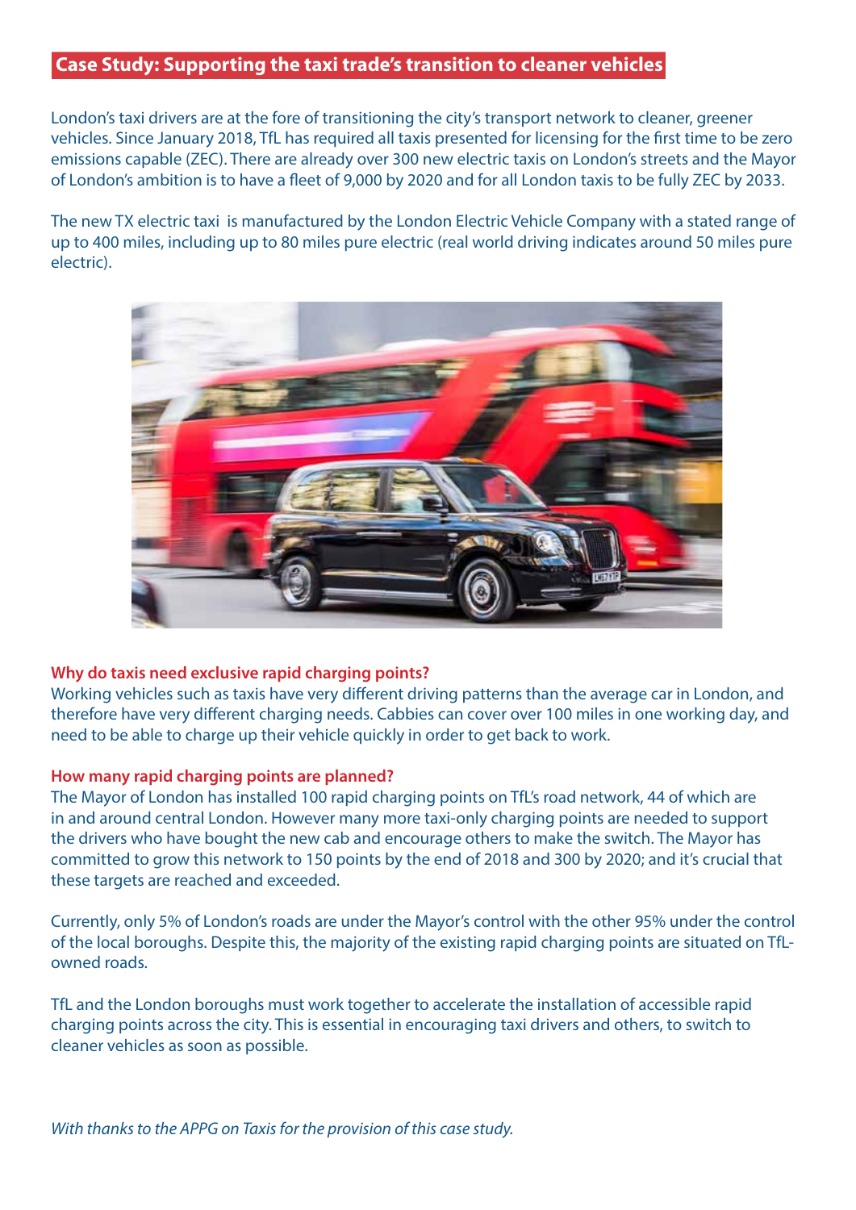## Case Study: Supporting the taxi trade's transition to cleaner vehicles

London's taxi drivers are at the fore of transitioning the city's transport network to cleaner, greener vehicles. Since January 2018, TfL has required all taxis presented for licensing for the first time to be zero emissions capable (ZEC). There are already over 300 new electric taxis on London's streets and the Mayor of London's ambition is to have a fleet of 9,000 by 2020 and for all London taxis to be fully ZEC by 2033.

The new TX electric taxi is manufactured by the London Electric Vehicle Company with a stated range of up to 400 miles, including up to 80 miles pure electric (real world driving indicates around 50 miles pure electric).

### Why do taxis need exclusive rapid charging points?

Working vehicles such as taxis have very different driving patterns than the average car in London, and therefore have very different charging needs. Cabbies can cover over 100 miles in one working day, and need to be able to charge up their vehicle quickly in order to get back to work.

### How many rapid charging points are planned?

The Mayor of London has installed 100 rapid charging points on TfL's road network, 44 of which are in and around central London. However many more taxi-only charging points are needed to support the drivers who have bought the new cab and encourage others to make the switch. The Mayor has committed to grow this network to 150 points by the end of 2018 and 300 by 2020; and it's crucial that these targets are reached and exceeded.

Currently, only 5% of London's roads are under the Mayor's control with the other 95% under the control of the local boroughs. Despite this, the majority of the existing rapid charging points are situated on TfL-owned roads.

TfL and the London boroughs must work together to accelerate the installation of accessible rapid charging points across the city. This is essential in encouraging taxi drivers and others, to switch to cleaner vehicles as soon as possible.

*With thanks to the APPG on Taxis for the provision of this case study.*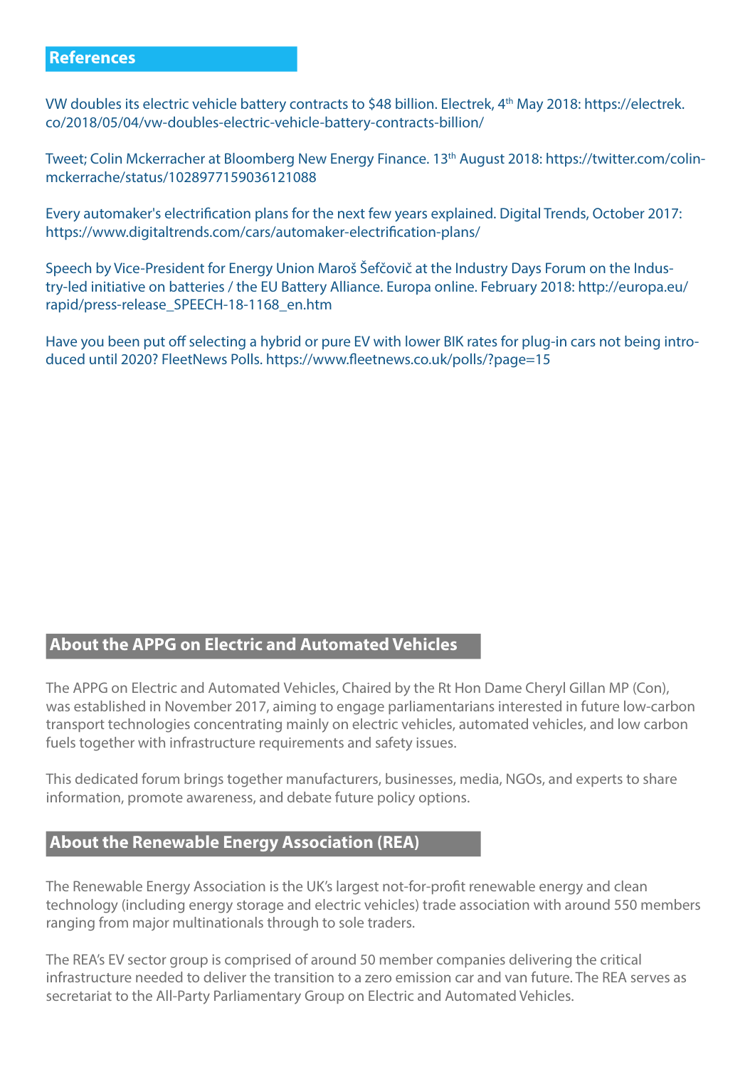## References

VW doubles its electric vehicle battery contracts to $48 billion. Electrek, 4th May 2018: https://electrek.co/2018/05/04/vw-doubles-electric-vehicle-battery-contracts-billion/

Tweet; Colin Mckerracher at Bloomberg New Energy Finance. 13th August 2018: https://twitter.com/colin-mckerrache/status/1028977159036121088

Every automaker's electrification plans for the next few years explained. Digital Trends, October 2017: https://www.digitaltrends.com/cars/automaker-electrification-plans/

Speech by Vice-President for Energy Union Maroš Šefčovič at the Industry Days Forum on the Industry-led initiative on batteries / the EU Battery Alliance. Europa online. February 2018: http://europa.eu/rapid/press-release_SPEECH-18-1168_en.htm

Have you been put off selecting a hybrid or pure EV with lower BIK rates for plug-in cars not being introduced until 2020? FleetNews Polls. https://www.fleetnews.co.uk/polls/?page=15

## About the APPG on Electric and Automated Vehicles

The APPG on Electric and Automated Vehicles, Chaired by the Rt Hon Dame Cheryl Gillan MP (Con), was established in November 2017, aiming to engage parliamentarians interested in future low-carbon transport technologies concentrating mainly on electric vehicles, automated vehicles, and low carbon fuels together with infrastructure requirements and safety issues.

This dedicated forum brings together manufacturers, businesses, media, NGOs, and experts to share information, promote awareness, and debate future policy options.

## About the Renewable Energy Association (REA)

The Renewable Energy Association is the UK's largest not-for-profit renewable energy and clean technology (including energy storage and electric vehicles) trade association with around 550 members ranging from major multinationals through to sole traders.

The REA's EV sector group is comprised of around 50 member companies delivering the critical infrastructure needed to deliver the transition to a zero emission car and van future. The REA serves as secretariat to the All-Party Parliamentary Group on Electric and Automated Vehicles.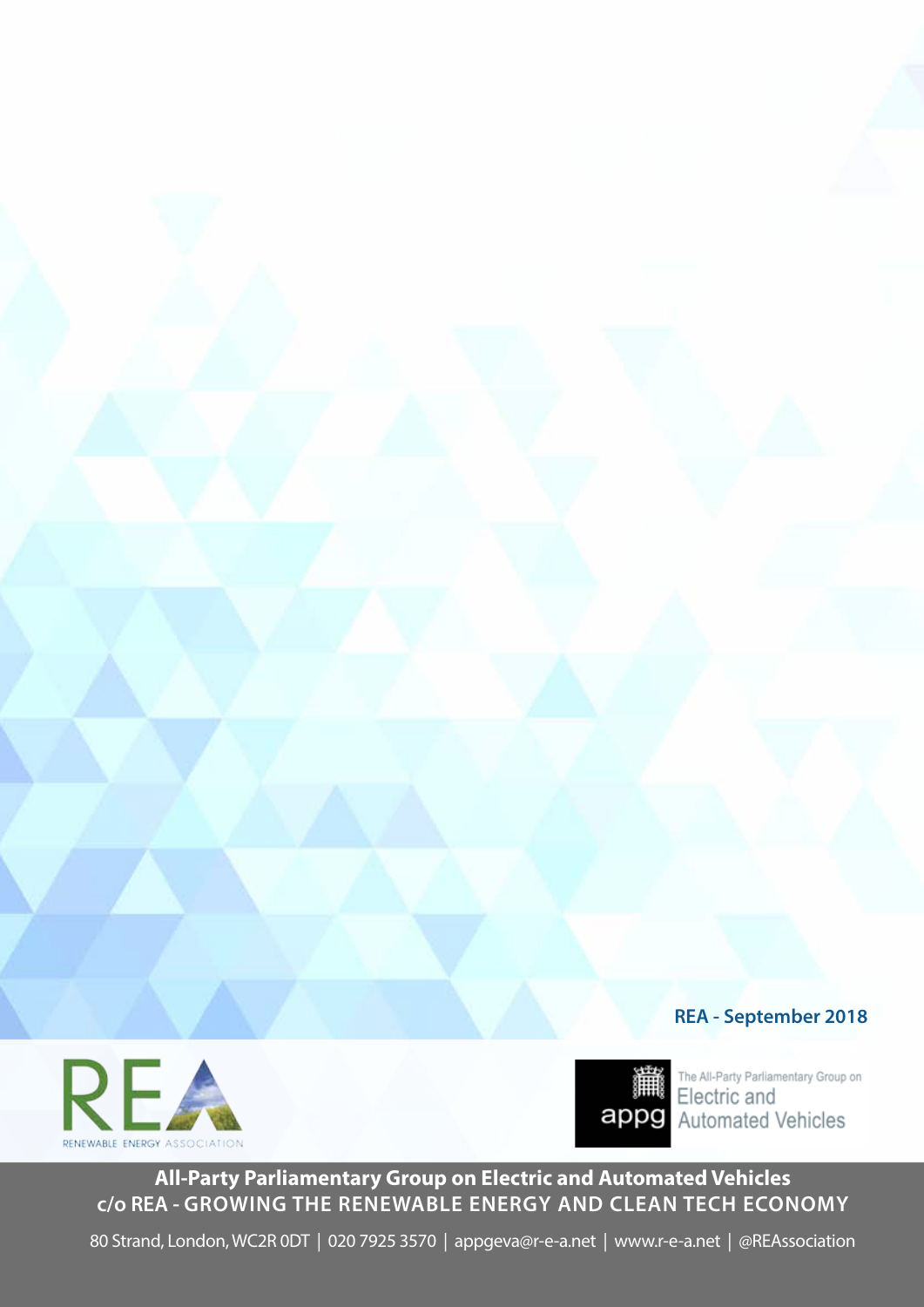REA - September 2018

RENEWABLE ENERGY ASSOCIATION

The All-Party Parliamentary Group on Electric and Automated Vehicles

**All-Party Parliamentary Group on Electric and Automated Vehicles**
**c/o REA - GROWING THE RENEWABLE ENERGY AND CLEAN TECH ECONOMY**

80 Strand, London, WC2R 0DT | 020 7925 3570 | appgeva@r-e-a.net | www.r-e-a.net | @REAssociation